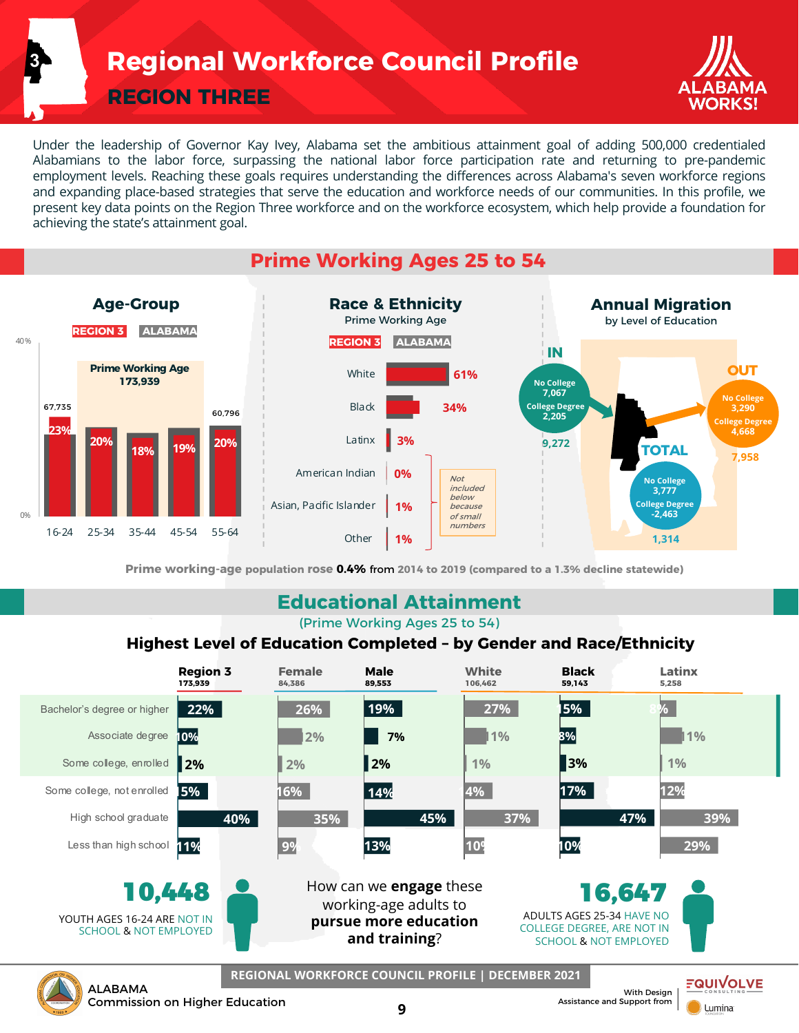# Regional Workforce Council Profile

## REGION THREE

Under the leadership of Governor Kay Ivey, Alabama set the ambitious attainment goal of adding 500,000 credentialed Alabamians to the labor force, surpassing the national labor force participation rate and returning to pre-pandemic employment levels. Reaching these goals requires understanding the differences across Alabama's seven workforce regions and expanding place-based strategies that serve the education and workforce needs of our communities. In this profile, we present key data points on the Region Three workforce and on the workforce ecosystem, which help provide a foundation for achieving the state's attainment goal.

## Prime Working Ages 25 to 54

### Age-Group

REGION 3 | ALABAMA

Prime Working Age: 173,939

| Age | Region 3 |
|---|---|
| 16-24 | 23% (67,735) |
| 25-34 | 20% |
| 35-44 | 18% |
| 45-54 | 19% |
| 55-64 | 20% (60,796) |

### Race & Ethnicity

Prime Working Age

REGION 3 | ALABAMA

| Race/Ethnicity | Region 3 |
|---|---|
| White | 61% |
| Black | 34% |
| Latinx | 3% |
| American Indian | 0% |
| Asian, Pacific Islander | 1% |
| Other | 1% |

*Not included below because of small numbers* (American Indian, Asian/Pacific Islander, Other)

### Annual Migration

by Level of Education

| | No College | College Degree | Total |
|---|---|---|---|
| IN | 7,067 | 2,205 | 9,272 |
| OUT | 3,290 | 4,668 | 7,958 |
| TOTAL | 3,777 | -2,463 | 1,314 |

Prime working-age population rose **0.4%** from 2014 to 2019 (compared to a 1.3% decline statewide)

## Educational Attainment

(Prime Working Ages 25 to 54)

### Highest Level of Education Completed – by Gender and Race/Ethnicity

| | Region 3 (173,939) | Female (84,386) | Male (89,553) | White (106,462) | Black (59,143) | Latinx (5,258) |
|---|---|---|---|---|---|---|
| Bachelor's degree or higher | 22% | 26% | 19% | 27% | 15% | 8% |
| Associate degree | 10% | 12% | 7% | 11% | 8% | 11% |
| Some college, enrolled | 2% | 2% | 2% | 1% | 3% | 1% |
| Some college, not enrolled | 15% | 16% | 14% | 14% | 17% | 12% |
| High school graduate | 40% | 35% | 45% | 37% | 47% | 39% |
| Less than high school | 11% | 9% | 13% | 10% | 10% | 29% |

**10,448** YOUTH AGES 16-24 ARE NOT IN SCHOOL & NOT EMPLOYED

How can we **engage** these working-age adults to **pursue more education and training**?

**16,647** ADULTS AGES 25-34 HAVE NO COLLEGE DEGREE, ARE NOT IN SCHOOL & NOT EMPLOYED

REGIONAL WORKFORCE COUNCIL PROFILE | DECEMBER 2021

ALABAMA Commission on Higher Education

With Design Assistance and Support from EQUIVOLVE CONSULTING, Lumina Foundation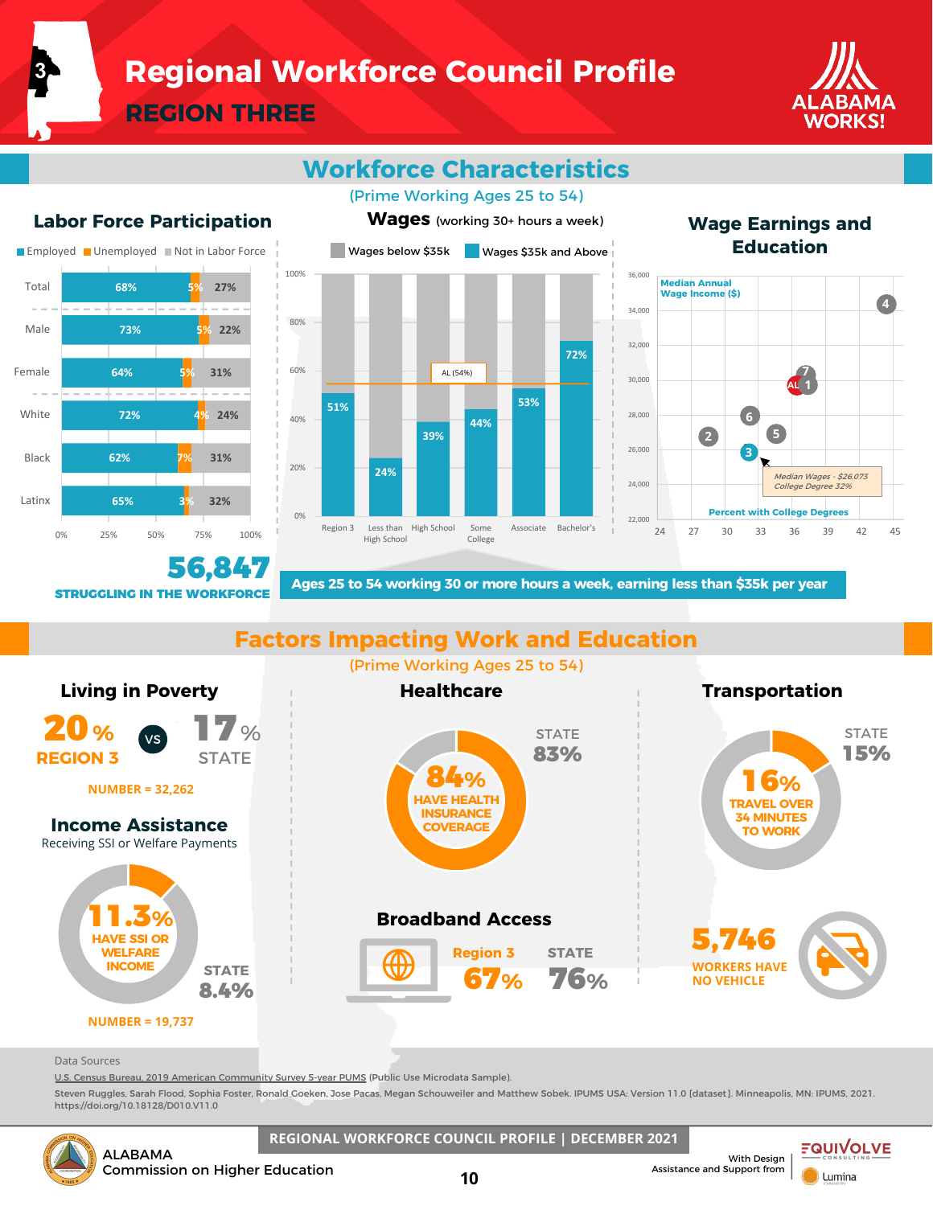# Regional Workforce Council Profile

## REGION THREE

ALABAMA WORKS!

## Workforce Characteristics

(Prime Working Ages 25 to 54)

### Labor Force Participation

Employed | Unemployed | Not in Labor Force

Total: 68% | 5% | 27%
Male: 73% | 5% | 22%
Female: 64% | 5% | 31%
White: 72% | 4% | 24%
Black: 62% | 7% | 31%
Latinx: 65% | 3% | 32%

0% 25% 50% 75% 100%

### Wages (working 30+ hours a week)

Wages below $35k | Wages $35k and Above

AL (54%)

Region 3: 51%
Less than High School: 24%
High School: 39%
Some College: 44%
Associate: 53%
Bachelor's: 72%

100% 80% 60% 40% 20% 0%

### Wage Earnings and Education

Median Annual Wage Income ($)

Percent with College Degrees

Median Wages - $26,073
College Degree 32%

36,000 34,000 32,000 30,000 28,000 26,000 24,000 22,000

24 27 30 33 36 39 42 45

1 2 3 4 5 6 7 AL

**56,847**
**STRUGGLING IN THE WORKFORCE**

**Ages 25 to 54 working 30 or more hours a week, earning less than $35k per year**

## Factors Impacting Work and Education

(Prime Working Ages 25 to 54)

### Living in Poverty

**20%** REGION 3 VS **17%** STATE

NUMBER = 32,262

### Income Assistance

Receiving SSI or Welfare Payments

**11.3%** HAVE SSI OR WELFARE INCOME

STATE 8.4%

NUMBER = 19,737

### Healthcare

**84%** HAVE HEALTH INSURANCE COVERAGE

STATE 83%

### Broadband Access

Region 3 **67%**

STATE **76%**

### Transportation

**16%** TRAVEL OVER 34 MINUTES TO WORK

STATE 15%

**5,746** WORKERS HAVE NO VEHICLE

Data Sources

U.S. Census Bureau, 2019 American Community Survey 5-year PUMS (Public Use Microdata Sample).

Steven Ruggles, Sarah Flood, Sophia Foster, Ronald Goeken, Jose Pacas, Megan Schouweiler and Matthew Sobek. IPUMS USA: Version 11.0 [dataset]. Minneapolis, MN: IPUMS, 2021. https://doi.org/10.18128/D010.V11.0

ALABAMA Commission on Higher Education

REGIONAL WORKFORCE COUNCIL PROFILE | DECEMBER 2021

With Design Assistance and Support from EQUIVOLVE CONSULTING Lumina